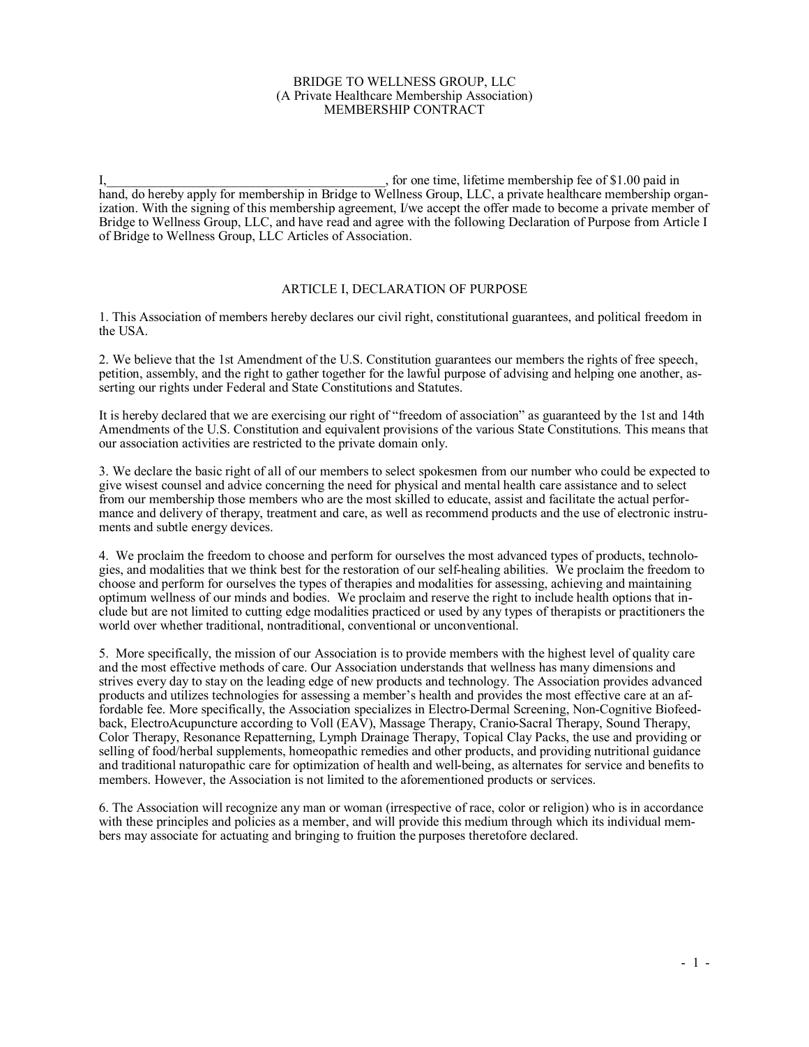# BRIDGE TO WELLNESS GROUP, LLC
## (A Private Healthcare Membership Association)
## MEMBERSHIP CONTRACT

I,__________________________________________, for one time, lifetime membership fee of $1.00 paid in hand, do hereby apply for membership in Bridge to Wellness Group, LLC, a private healthcare membership organization. With the signing of this membership agreement, I/we accept the offer made to become a private member of Bridge to Wellness Group, LLC, and have read and agree with the following Declaration of Purpose from Article I of Bridge to Wellness Group, LLC Articles of Association.

## ARTICLE I, DECLARATION OF PURPOSE

1. This Association of members hereby declares our civil right, constitutional guarantees, and political freedom in the USA.

2. We believe that the 1st Amendment of the U.S. Constitution guarantees our members the rights of free speech, petition, assembly, and the right to gather together for the lawful purpose of advising and helping one another, asserting our rights under Federal and State Constitutions and Statutes.

It is hereby declared that we are exercising our right of "freedom of association" as guaranteed by the 1st and 14th Amendments of the U.S. Constitution and equivalent provisions of the various State Constitutions. This means that our association activities are restricted to the private domain only.

3. We declare the basic right of all of our members to select spokesmen from our number who could be expected to give wisest counsel and advice concerning the need for physical and mental health care assistance and to select from our membership those members who are the most skilled to educate, assist and facilitate the actual performance and delivery of therapy, treatment and care, as well as recommend products and the use of electronic instruments and subtle energy devices.

4. We proclaim the freedom to choose and perform for ourselves the most advanced types of products, technologies, and modalities that we think best for the restoration of our self-healing abilities. We proclaim the freedom to choose and perform for ourselves the types of therapies and modalities for assessing, achieving and maintaining optimum wellness of our minds and bodies. We proclaim and reserve the right to include health options that include but are not limited to cutting edge modalities practiced or used by any types of therapists or practitioners the world over whether traditional, nontraditional, conventional or unconventional.

5. More specifically, the mission of our Association is to provide members with the highest level of quality care and the most effective methods of care. Our Association understands that wellness has many dimensions and strives every day to stay on the leading edge of new products and technology. The Association provides advanced products and utilizes technologies for assessing a member's health and provides the most effective care at an affordable fee. More specifically, the Association specializes in Electro-Dermal Screening, Non-Cognitive Biofeedback, ElectroAcupuncture according to Voll (EAV), Massage Therapy, Cranio-Sacral Therapy, Sound Therapy, Color Therapy, Resonance Repatterning, Lymph Drainage Therapy, Topical Clay Packs, the use and providing or selling of food/herbal supplements, homeopathic remedies and other products, and providing nutritional guidance and traditional naturopathic care for optimization of health and well-being, as alternates for service and benefits to members. However, the Association is not limited to the aforementioned products or services.

6. The Association will recognize any man or woman (irrespective of race, color or religion) who is in accordance with these principles and policies as a member, and will provide this medium through which its individual members may associate for actuating and bringing to fruition the purposes theretofore declared.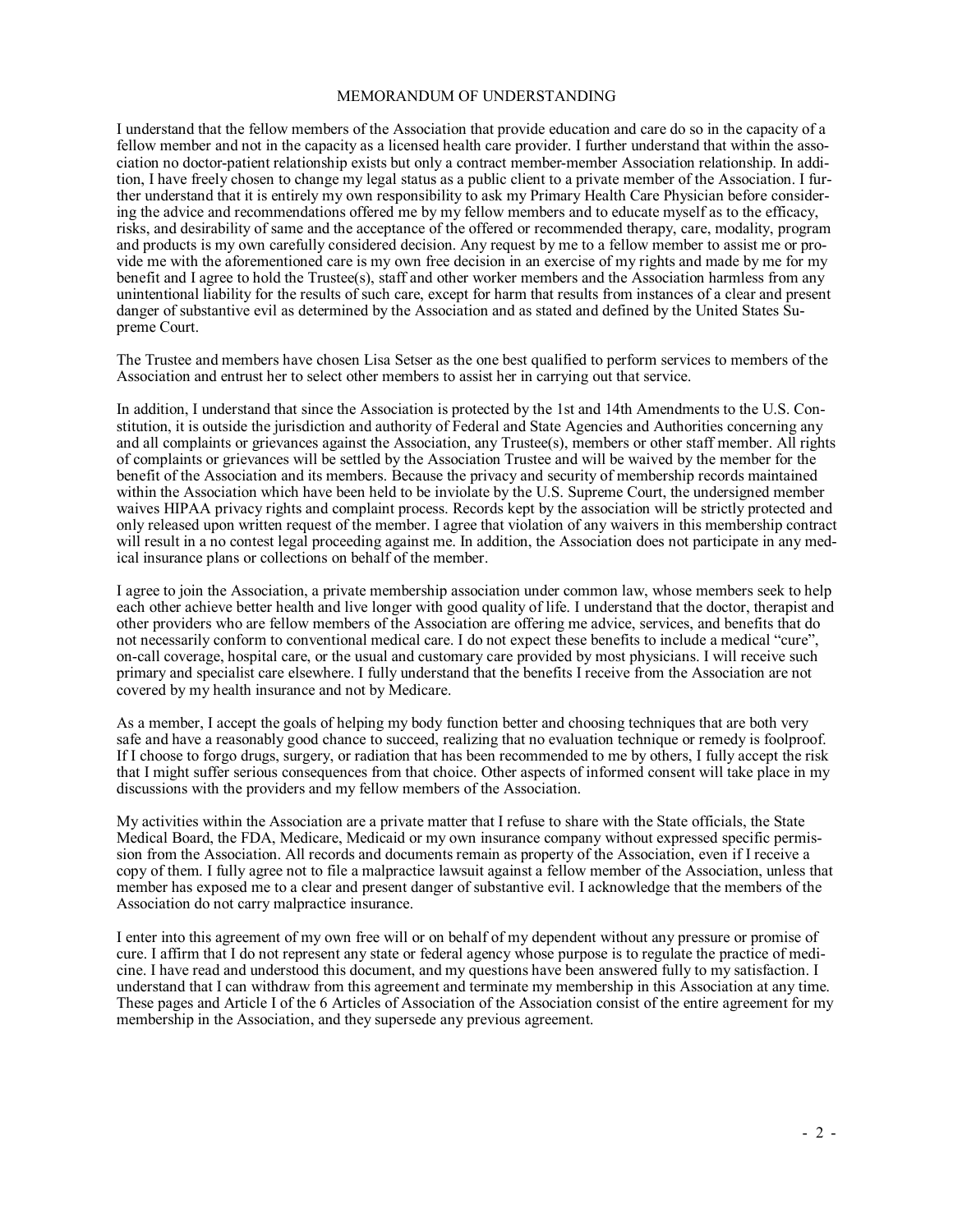# MEMORANDUM OF UNDERSTANDING

I understand that the fellow members of the Association that provide education and care do so in the capacity of a fellow member and not in the capacity as a licensed health care provider. I further understand that within the association no doctor-patient relationship exists but only a contract member-member Association relationship. In addition, I have freely chosen to change my legal status as a public client to a private member of the Association. I further understand that it is entirely my own responsibility to ask my Primary Health Care Physician before considering the advice and recommendations offered me by my fellow members and to educate myself as to the efficacy, risks, and desirability of same and the acceptance of the offered or recommended therapy, care, modality, program and products is my own carefully considered decision. Any request by me to a fellow member to assist me or provide me with the aforementioned care is my own free decision in an exercise of my rights and made by me for my benefit and I agree to hold the Trustee(s), staff and other worker members and the Association harmless from any unintentional liability for the results of such care, except for harm that results from instances of a clear and present danger of substantive evil as determined by the Association and as stated and defined by the United States Supreme Court.

The Trustee and members have chosen Lisa Setser as the one best qualified to perform services to members of the Association and entrust her to select other members to assist her in carrying out that service.

In addition, I understand that since the Association is protected by the 1st and 14th Amendments to the U.S. Constitution, it is outside the jurisdiction and authority of Federal and State Agencies and Authorities concerning any and all complaints or grievances against the Association, any Trustee(s), members or other staff member. All rights of complaints or grievances will be settled by the Association Trustee and will be waived by the member for the benefit of the Association and its members. Because the privacy and security of membership records maintained within the Association which have been held to be inviolate by the U.S. Supreme Court, the undersigned member waives HIPAA privacy rights and complaint process. Records kept by the association will be strictly protected and only released upon written request of the member. I agree that violation of any waivers in this membership contract will result in a no contest legal proceeding against me. In addition, the Association does not participate in any medical insurance plans or collections on behalf of the member.

I agree to join the Association, a private membership association under common law, whose members seek to help each other achieve better health and live longer with good quality of life. I understand that the doctor, therapist and other providers who are fellow members of the Association are offering me advice, services, and benefits that do not necessarily conform to conventional medical care. I do not expect these benefits to include a medical "cure", on-call coverage, hospital care, or the usual and customary care provided by most physicians. I will receive such primary and specialist care elsewhere. I fully understand that the benefits I receive from the Association are not covered by my health insurance and not by Medicare.

As a member, I accept the goals of helping my body function better and choosing techniques that are both very safe and have a reasonably good chance to succeed, realizing that no evaluation technique or remedy is foolproof. If I choose to forgo drugs, surgery, or radiation that has been recommended to me by others, I fully accept the risk that I might suffer serious consequences from that choice. Other aspects of informed consent will take place in my discussions with the providers and my fellow members of the Association.

My activities within the Association are a private matter that I refuse to share with the State officials, the State Medical Board, the FDA, Medicare, Medicaid or my own insurance company without expressed specific permission from the Association. All records and documents remain as property of the Association, even if I receive a copy of them. I fully agree not to file a malpractice lawsuit against a fellow member of the Association, unless that member has exposed me to a clear and present danger of substantive evil. I acknowledge that the members of the Association do not carry malpractice insurance.

I enter into this agreement of my own free will or on behalf of my dependent without any pressure or promise of cure. I affirm that I do not represent any state or federal agency whose purpose is to regulate the practice of medicine. I have read and understood this document, and my questions have been answered fully to my satisfaction. I understand that I can withdraw from this agreement and terminate my membership in this Association at any time. These pages and Article I of the 6 Articles of Association of the Association consist of the entire agreement for my membership in the Association, and they supersede any previous agreement.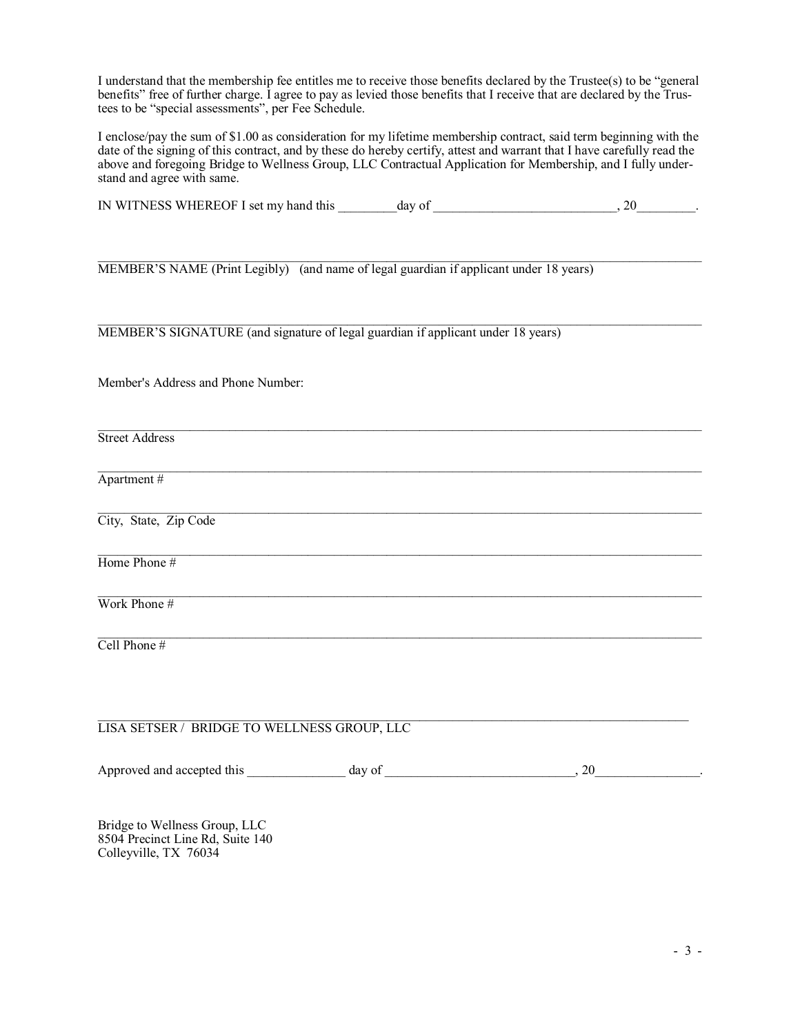I understand that the membership fee entitles me to receive those benefits declared by the Trustee(s) to be "general benefits" free of further charge. I agree to pay as levied those benefits that I receive that are declared by the Trustees to be "special assessments", per Fee Schedule.

I enclose/pay the sum of $1.00 as consideration for my lifetime membership contract, said term beginning with the date of the signing of this contract, and by these do hereby certify, attest and warrant that I have carefully read the above and foregoing Bridge to Wellness Group, LLC Contractual Application for Membership, and I fully understand and agree with same.

IN WITNESS WHEREOF I set my hand this _________day of ____________________________, 20_________.

_______________________________________________________________________________________

MEMBER'S NAME (Print Legibly) (and name of legal guardian if applicant under 18 years)

_______________________________________________________________________________________

MEMBER'S SIGNATURE (and signature of legal guardian if applicant under 18 years)

Member's Address and Phone Number:

_______________________________________________________________________________________

Street Address

_______________________________________________________________________________________

Apartment #

_______________________________________________________________________________________

City, State, Zip Code

_______________________________________________________________________________________

Home Phone #

_______________________________________________________________________________________

Work Phone #

_______________________________________________________________________________________

Cell Phone #

_______________________________________________________________________________________

LISA SETSER / BRIDGE TO WELLNESS GROUP, LLC

Approved and accepted this _______________ day of _____________________________, 20________________.

Bridge to Wellness Group, LLC
8504 Precinct Line Rd, Suite 140
Colleyville, TX 76034